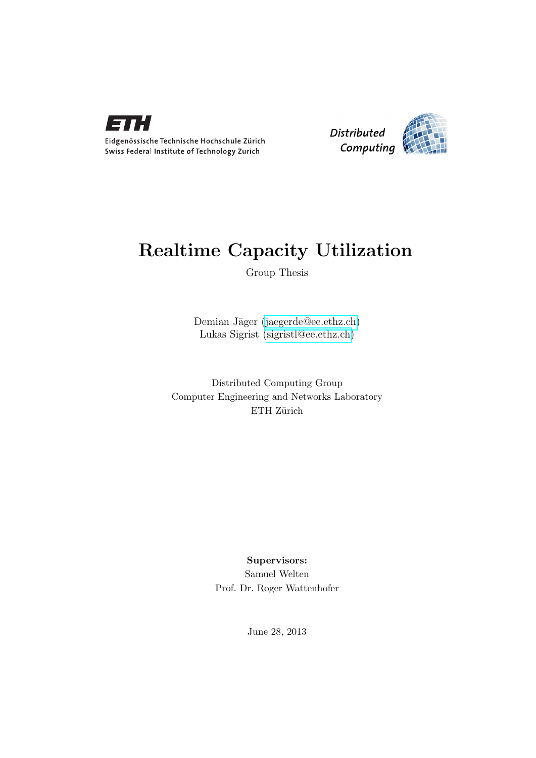Eidgenössische Technische Hochschule Zürich
Swiss Federal Institute of Technology Zurich

Distributed Computing

# Realtime Capacity Utilization

Group Thesis

Demian Jäger (jaegerde@ee.ethz.ch)
Lukas Sigrist (sigristl@ee.ethz.ch)

Distributed Computing Group
Computer Engineering and Networks Laboratory
ETH Zürich

**Supervisors:**
Samuel Welten
Prof. Dr. Roger Wattenhofer

June 28, 2013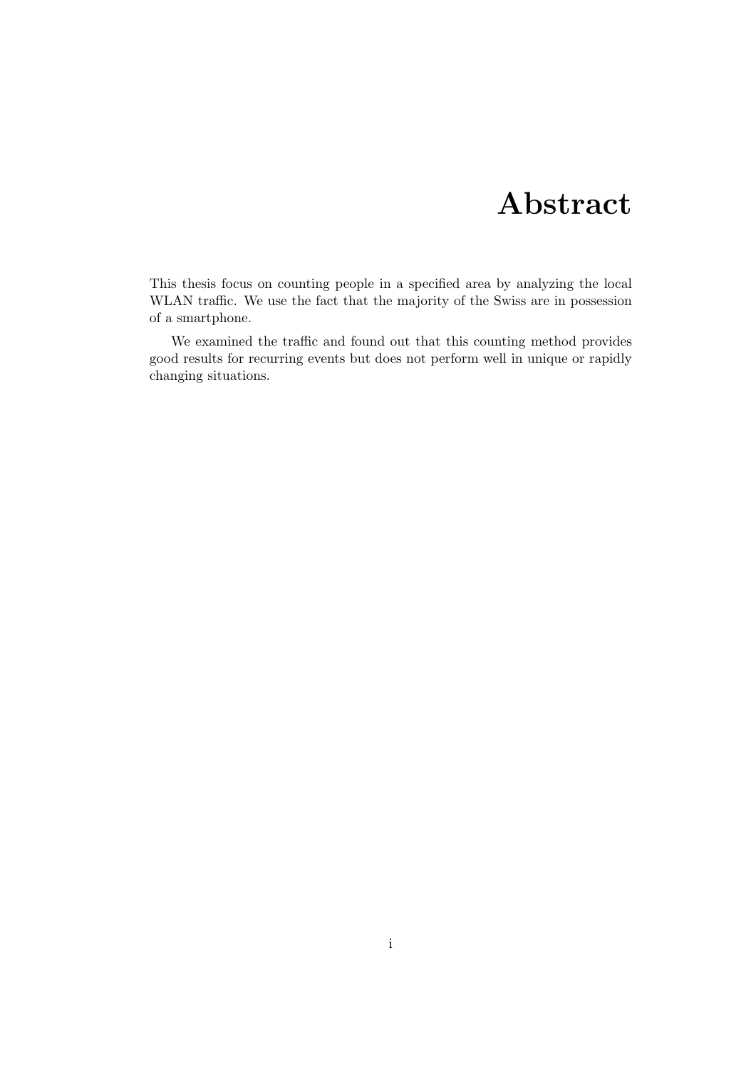# Abstract

This thesis focus on counting people in a specified area by analyzing the local WLAN traffic. We use the fact that the majority of the Swiss are in possession of a smartphone.

We examined the traffic and found out that this counting method provides good results for recurring events but does not perform well in unique or rapidly changing situations.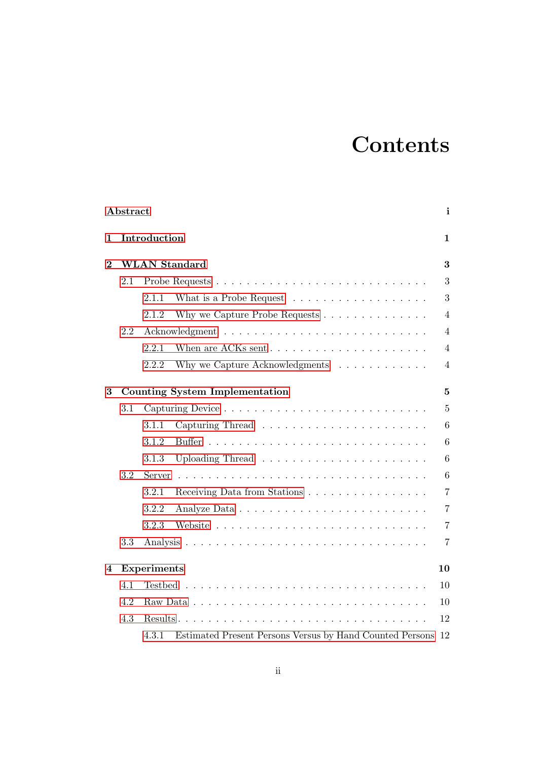# Contents

**Abstract** **i**

**1 Introduction** **1**

**2 WLAN Standard** **3**

- 2.1 Probe Requests . . . . . . . . . . . . . . . . . . . . . . . . . . . 3
  - 2.1.1 What is a Probe Request . . . . . . . . . . . . . . . . . . . 3
  - 2.1.2 Why we Capture Probe Requests . . . . . . . . . . . . . . 4
- 2.2 Acknowledgment . . . . . . . . . . . . . . . . . . . . . . . . . . 4
  - 2.2.1 When are ACKs sent . . . . . . . . . . . . . . . . . . . . 4
  - 2.2.2 Why we Capture Acknowledgments . . . . . . . . . . . . 4

**3 Counting System Implementation** **5**

- 3.1 Capturing Device . . . . . . . . . . . . . . . . . . . . . . . . . . 5
  - 3.1.1 Capturing Thread . . . . . . . . . . . . . . . . . . . . . . 6
  - 3.1.2 Buffer . . . . . . . . . . . . . . . . . . . . . . . . . . . . 6
  - 3.1.3 Uploading Thread . . . . . . . . . . . . . . . . . . . . . . 6
- 3.2 Server . . . . . . . . . . . . . . . . . . . . . . . . . . . . . . . . 6
  - 3.2.1 Receiving Data from Stations . . . . . . . . . . . . . . . 7
  - 3.2.2 Analyze Data . . . . . . . . . . . . . . . . . . . . . . . . 7
  - 3.2.3 Website . . . . . . . . . . . . . . . . . . . . . . . . . . . 7
- 3.3 Analysis . . . . . . . . . . . . . . . . . . . . . . . . . . . . . . . 7

**4 Experiments** **10**

- 4.1 Testbed . . . . . . . . . . . . . . . . . . . . . . . . . . . . . . . 10
- 4.2 Raw Data . . . . . . . . . . . . . . . . . . . . . . . . . . . . . . 10
- 4.3 Results . . . . . . . . . . . . . . . . . . . . . . . . . . . . . . . . 12
  - 4.3.1 Estimated Present Persons Versus by Hand Counted Persons 12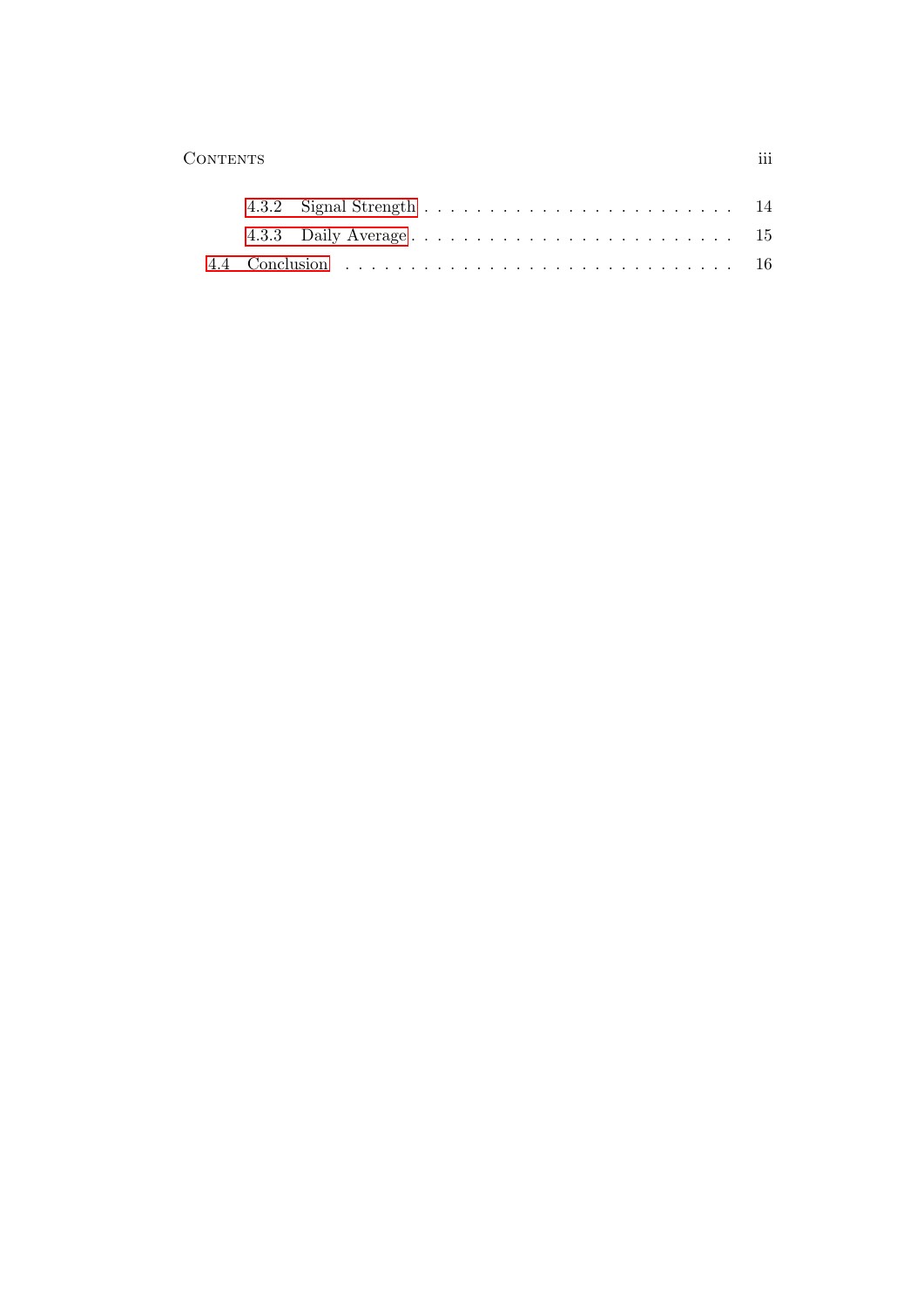4.3.2 Signal Strength . . . . . . . . . . . . . . . . . . . . . . . . 14

4.3.3 Daily Average . . . . . . . . . . . . . . . . . . . . . . . . . 15

4.4 Conclusion . . . . . . . . . . . . . . . . . . . . . . . . . . . . . 16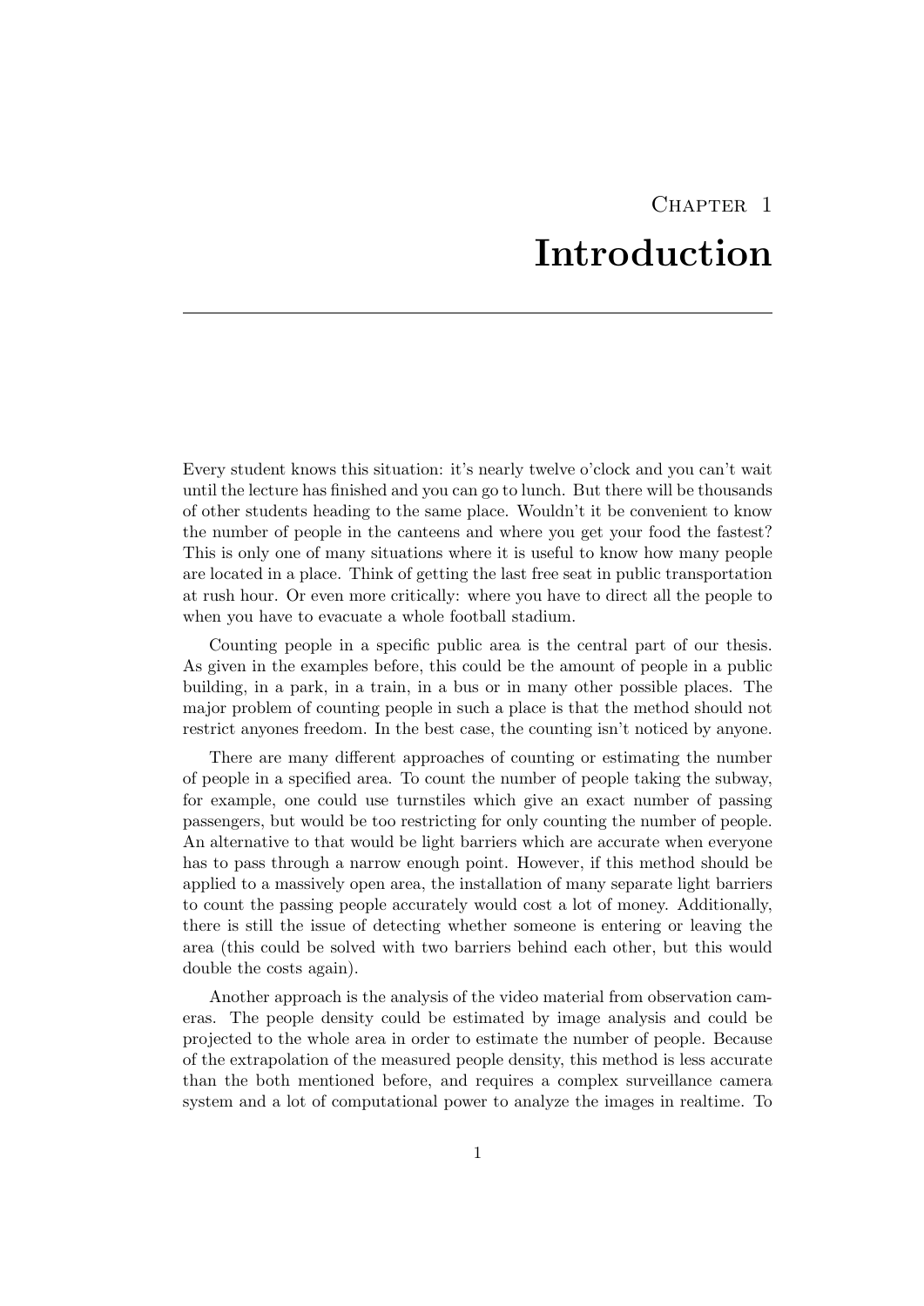# Chapter 1
# Introduction

Every student knows this situation: it's nearly twelve o'clock and you can't wait until the lecture has finished and you can go to lunch. But there will be thousands of other students heading to the same place. Wouldn't it be convenient to know the number of people in the canteens and where you get your food the fastest? This is only one of many situations where it is useful to know how many people are located in a place. Think of getting the last free seat in public transportation at rush hour. Or even more critically: where you have to direct all the people to when you have to evacuate a whole football stadium.

Counting people in a specific public area is the central part of our thesis. As given in the examples before, this could be the amount of people in a public building, in a park, in a train, in a bus or in many other possible places. The major problem of counting people in such a place is that the method should not restrict anyones freedom. In the best case, the counting isn't noticed by anyone.

There are many different approaches of counting or estimating the number of people in a specified area. To count the number of people taking the subway, for example, one could use turnstiles which give an exact number of passing passengers, but would be too restricting for only counting the number of people. An alternative to that would be light barriers which are accurate when everyone has to pass through a narrow enough point. However, if this method should be applied to a massively open area, the installation of many separate light barriers to count the passing people accurately would cost a lot of money. Additionally, there is still the issue of detecting whether someone is entering or leaving the area (this could be solved with two barriers behind each other, but this would double the costs again).

Another approach is the analysis of the video material from observation cameras. The people density could be estimated by image analysis and could be projected to the whole area in order to estimate the number of people. Because of the extrapolation of the measured people density, this method is less accurate than the both mentioned before, and requires a complex surveillance camera system and a lot of computational power to analyze the images in realtime. To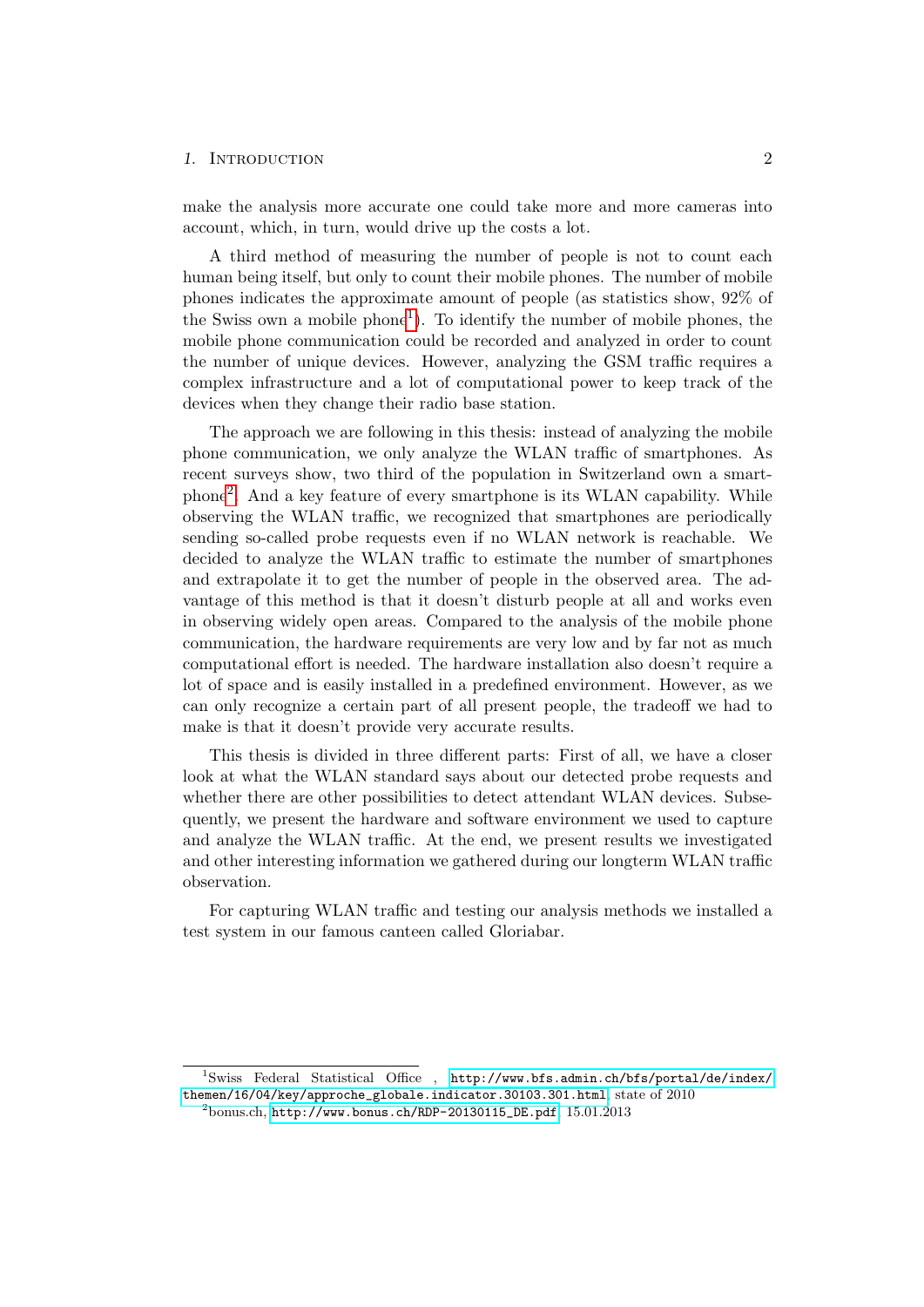make the analysis more accurate one could take more and more cameras into account, which, in turn, would drive up the costs a lot.

A third method of measuring the number of people is not to count each human being itself, but only to count their mobile phones. The number of mobile phones indicates the approximate amount of people (as statistics show, 92% of the Swiss own a mobile phone[1]). To identify the number of mobile phones, the mobile phone communication could be recorded and analyzed in order to count the number of unique devices. However, analyzing the GSM traffic requires a complex infrastructure and a lot of computational power to keep track of the devices when they change their radio base station.

The approach we are following in this thesis: instead of analyzing the mobile phone communication, we only analyze the WLAN traffic of smartphones. As recent surveys show, two third of the population in Switzerland own a smartphone[2]. And a key feature of every smartphone is its WLAN capability. While observing the WLAN traffic, we recognized that smartphones are periodically sending so-called probe requests even if no WLAN network is reachable. We decided to analyze the WLAN traffic to estimate the number of smartphones and extrapolate it to get the number of people in the observed area. The advantage of this method is that it doesn't disturb people at all and works even in observing widely open areas. Compared to the analysis of the mobile phone communication, the hardware requirements are very low and by far not as much computational effort is needed. The hardware installation also doesn't require a lot of space and is easily installed in a predefined environment. However, as we can only recognize a certain part of all present people, the tradeoff we had to make is that it doesn't provide very accurate results.

This thesis is divided in three different parts: First of all, we have a closer look at what the WLAN standard says about our detected probe requests and whether there are other possibilities to detect attendant WLAN devices. Subsequently, we present the hardware and software environment we used to capture and analyze the WLAN traffic. At the end, we present results we investigated and other interesting information we gathered during our longterm WLAN traffic observation.

For capturing WLAN traffic and testing our analysis methods we installed a test system in our famous canteen called Gloriabar.

---

[1] Swiss Federal Statistical Office , http://www.bfs.admin.ch/bfs/portal/de/index/themen/16/04/key/approche_globale.indicator.30103.301.html, state of 2010

[2] bonus.ch, http://www.bonus.ch/RDP-20130115_DE.pdf, 15.01.2013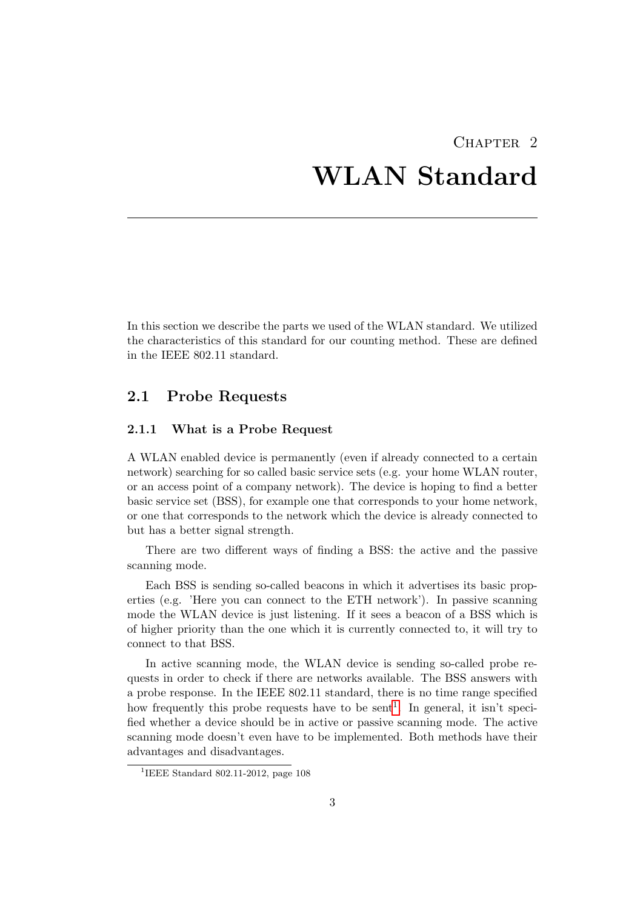# Chapter 2

# WLAN Standard

In this section we describe the parts we used of the WLAN standard. We utilized the characteristics of this standard for our counting method. These are defined in the IEEE 802.11 standard.

## 2.1 Probe Requests

### 2.1.1 What is a Probe Request

A WLAN enabled device is permanently (even if already connected to a certain network) searching for so called basic service sets (e.g. your home WLAN router, or an access point of a company network). The device is hoping to find a better basic service set (BSS), for example one that corresponds to your home network, or one that corresponds to the network which the device is already connected to but has a better signal strength.

There are two different ways of finding a BSS: the active and the passive scanning mode.

Each BSS is sending so-called beacons in which it advertises its basic properties (e.g. 'Here you can connect to the ETH network'). In passive scanning mode the WLAN device is just listening. If it sees a beacon of a BSS which is of higher priority than the one which it is currently connected to, it will try to connect to that BSS.

In active scanning mode, the WLAN device is sending so-called probe requests in order to check if there are networks available. The BSS answers with a probe response. In the IEEE 802.11 standard, there is no time range specified how frequently this probe requests have to be sent[1]. In general, it isn't specified whether a device should be in active or passive scanning mode. The active scanning mode doesn't even have to be implemented. Both methods have their advantages and disadvantages.

[1] IEEE Standard 802.11-2012, page 108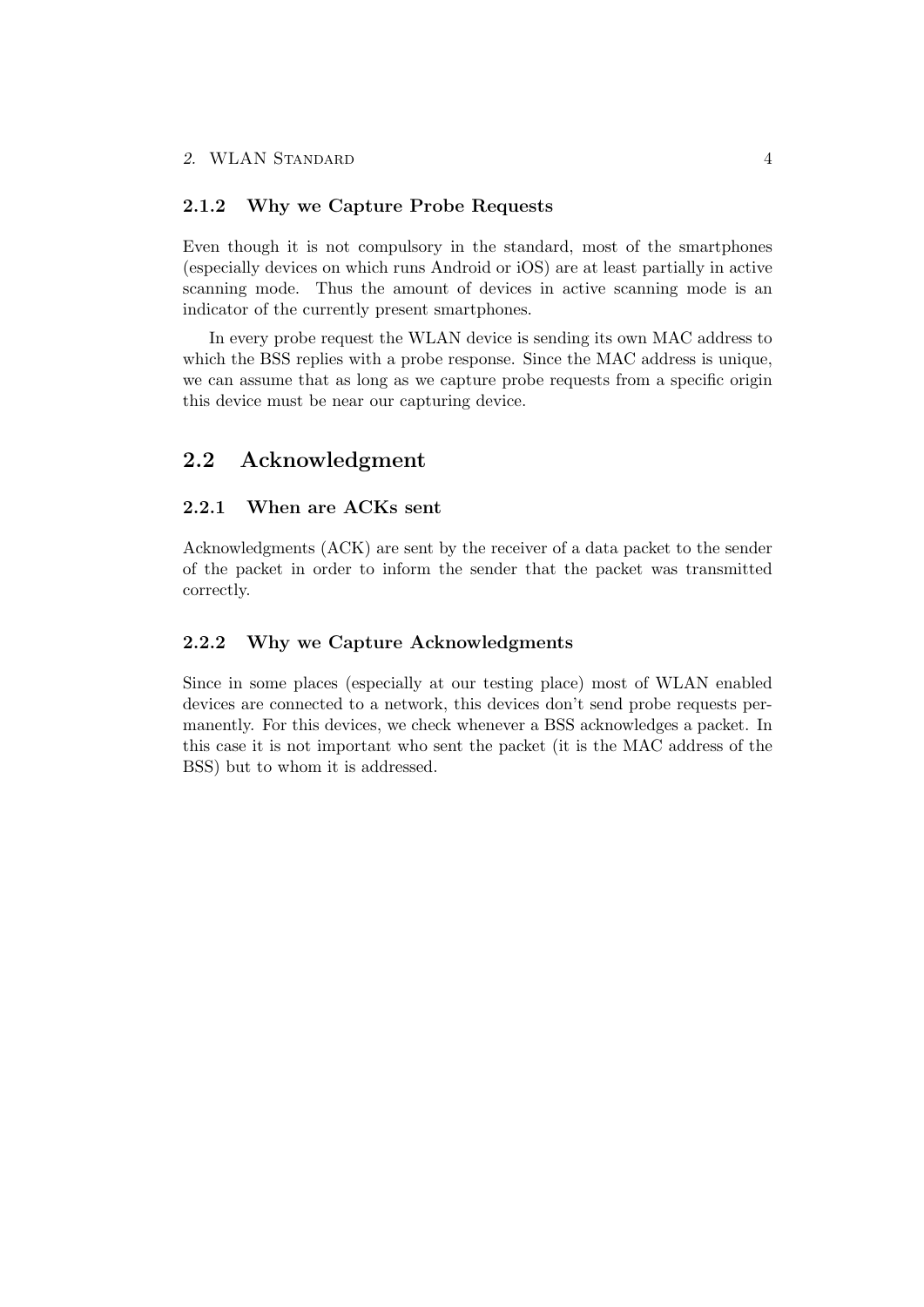### 2.1.2 Why we Capture Probe Requests

Even though it is not compulsory in the standard, most of the smartphones (especially devices on which runs Android or iOS) are at least partially in active scanning mode. Thus the amount of devices in active scanning mode is an indicator of the currently present smartphones.

In every probe request the WLAN device is sending its own MAC address to which the BSS replies with a probe response. Since the MAC address is unique, we can assume that as long as we capture probe requests from a specific origin this device must be near our capturing device.

## 2.2 Acknowledgment

### 2.2.1 When are ACKs sent

Acknowledgments (ACK) are sent by the receiver of a data packet to the sender of the packet in order to inform the sender that the packet was transmitted correctly.

### 2.2.2 Why we Capture Acknowledgments

Since in some places (especially at our testing place) most of WLAN enabled devices are connected to a network, this devices don't send probe requests permanently. For this devices, we check whenever a BSS acknowledges a packet. In this case it is not important who sent the packet (it is the MAC address of the BSS) but to whom it is addressed.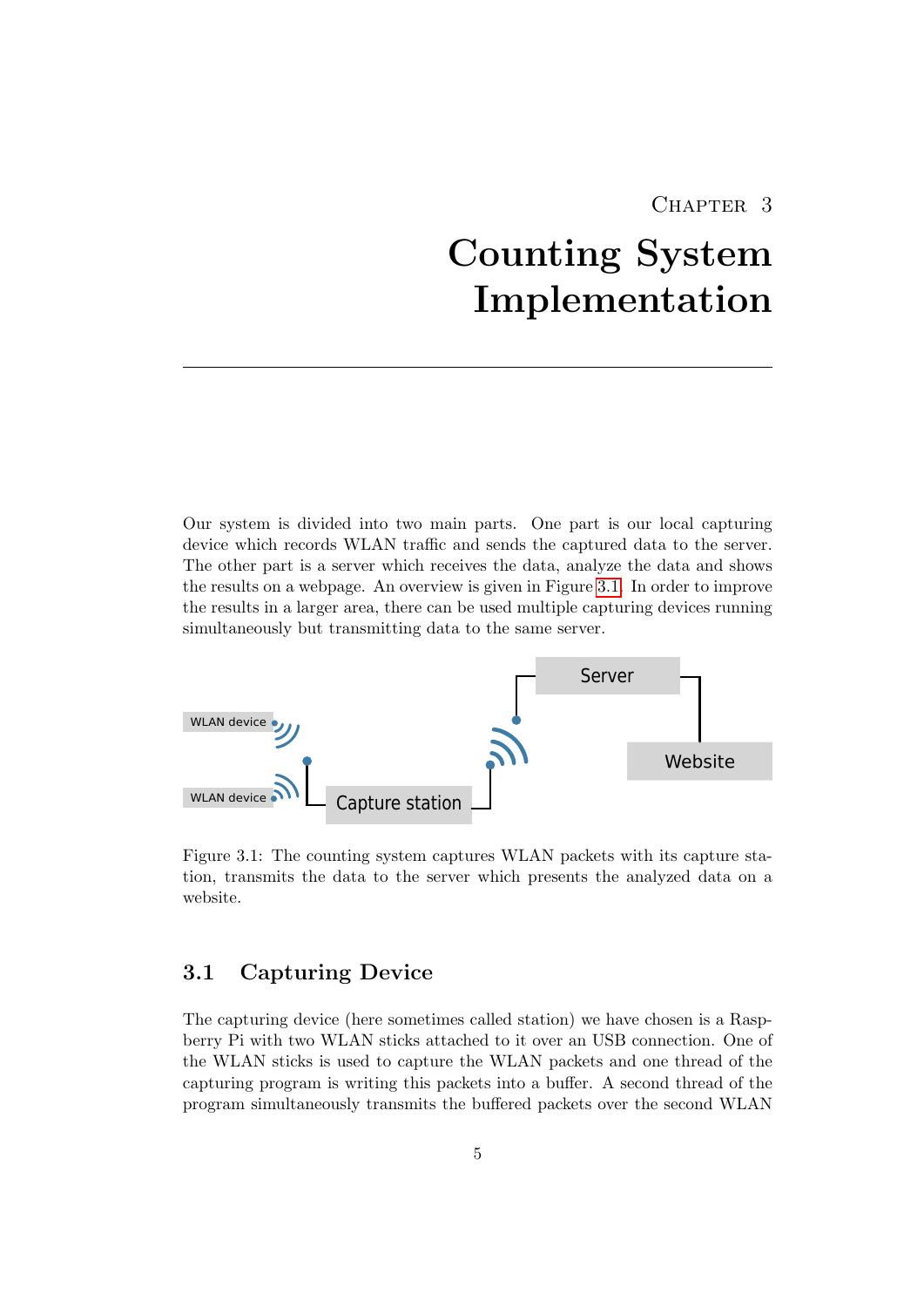# Chapter 3

# Counting System Implementation

Our system is divided into two main parts. One part is our local capturing device which records WLAN traffic and sends the captured data to the server. The other part is a server which receives the data, analyze the data and shows the results on a webpage. An overview is given in Figure 3.1. In order to improve the results in a larger area, there can be used multiple capturing devices running simultaneously but transmitting data to the same server.

Figure 3.1: The counting system captures WLAN packets with its capture station, transmits the data to the server which presents the analyzed data on a website.

## 3.1 Capturing Device

The capturing device (here sometimes called station) we have chosen is a Raspberry Pi with two WLAN sticks attached to it over an USB connection. One of the WLAN sticks is used to capture the WLAN packets and one thread of the capturing program is writing this packets into a buffer. A second thread of the program simultaneously transmits the buffered packets over the second WLAN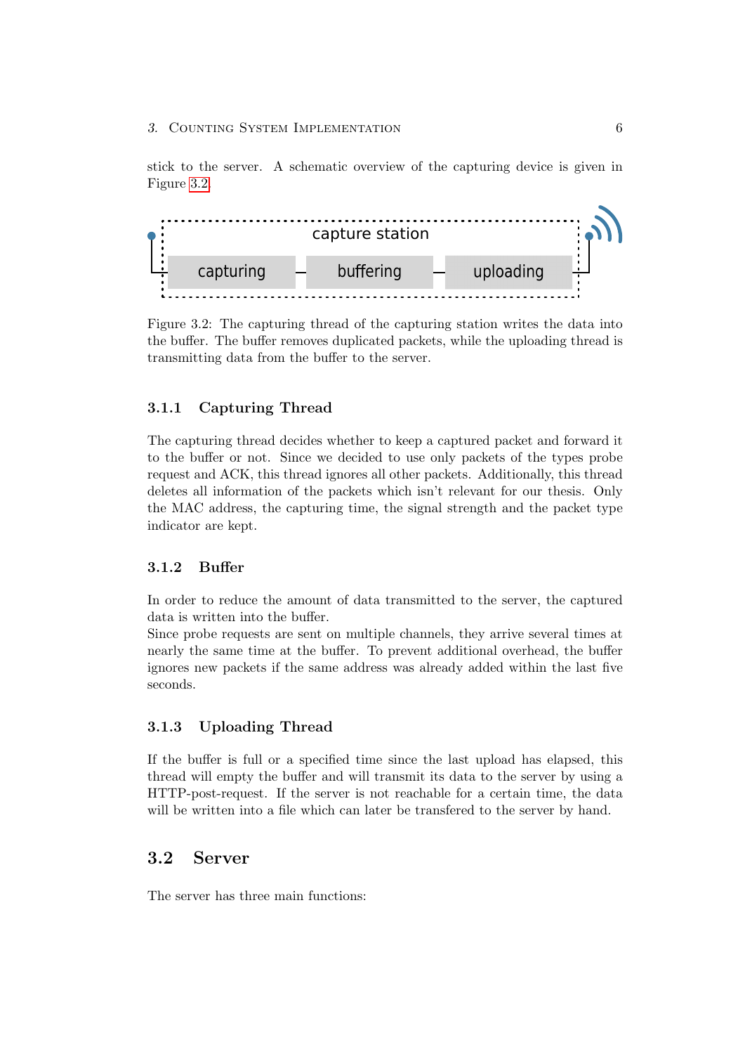stick to the server. A schematic overview of the capturing device is given in Figure 3.2.

Figure 3.2: The capturing thread of the capturing station writes the data into the buffer. The buffer removes duplicated packets, while the uploading thread is transmitting data from the buffer to the server.

### 3.1.1 Capturing Thread

The capturing thread decides whether to keep a captured packet and forward it to the buffer or not. Since we decided to use only packets of the types probe request and ACK, this thread ignores all other packets. Additionally, this thread deletes all information of the packets which isn't relevant for our thesis. Only the MAC address, the capturing time, the signal strength and the packet type indicator are kept.

### 3.1.2 Buffer

In order to reduce the amount of data transmitted to the server, the captured data is written into the buffer.
Since probe requests are sent on multiple channels, they arrive several times at nearly the same time at the buffer. To prevent additional overhead, the buffer ignores new packets if the same address was already added within the last five seconds.

### 3.1.3 Uploading Thread

If the buffer is full or a specified time since the last upload has elapsed, this thread will empty the buffer and will transmit its data to the server by using a HTTP-post-request. If the server is not reachable for a certain time, the data will be written into a file which can later be transfered to the server by hand.

## 3.2 Server

The server has three main functions: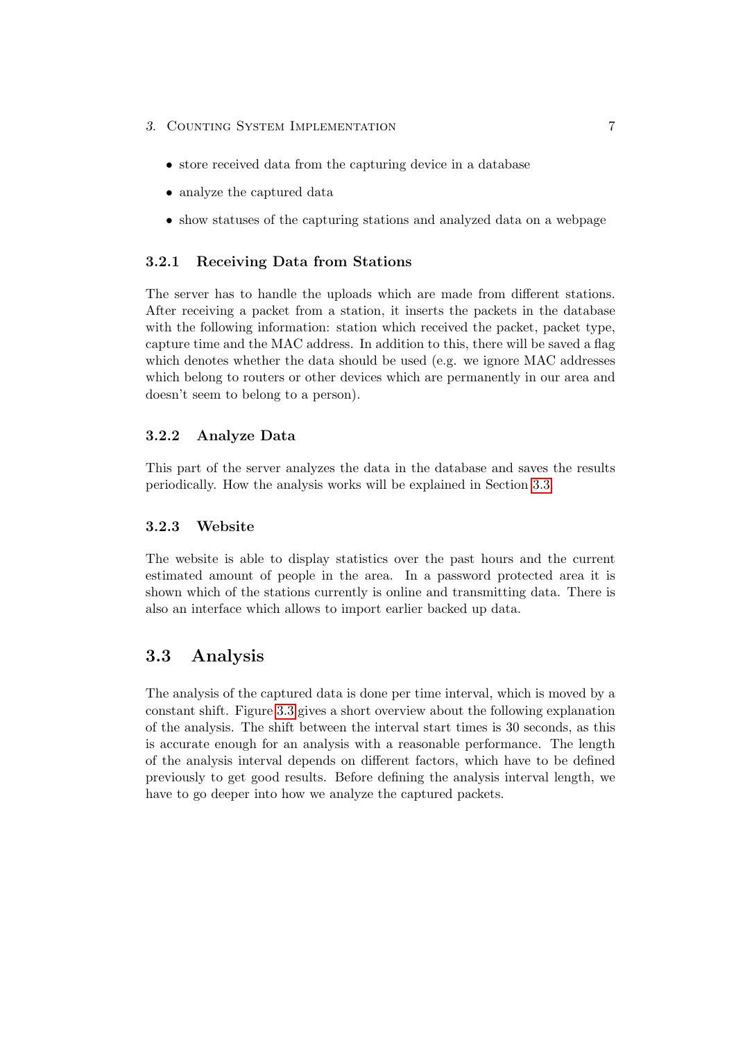- store received data from the capturing device in a database
- analyze the captured data
- show statuses of the capturing stations and analyzed data on a webpage

### 3.2.1 Receiving Data from Stations

The server has to handle the uploads which are made from different stations. After receiving a packet from a station, it inserts the packets in the database with the following information: station which received the packet, packet type, capture time and the MAC address. In addition to this, there will be saved a flag which denotes whether the data should be used (e.g. we ignore MAC addresses which belong to routers or other devices which are permanently in our area and doesn't seem to belong to a person).

### 3.2.2 Analyze Data

This part of the server analyzes the data in the database and saves the results periodically. How the analysis works will be explained in Section 3.3.

### 3.2.3 Website

The website is able to display statistics over the past hours and the current estimated amount of people in the area. In a password protected area it is shown which of the stations currently is online and transmitting data. There is also an interface which allows to import earlier backed up data.

## 3.3 Analysis

The analysis of the captured data is done per time interval, which is moved by a constant shift. Figure 3.3 gives a short overview about the following explanation of the analysis. The shift between the interval start times is 30 seconds, as this is accurate enough for an analysis with a reasonable performance. The length of the analysis interval depends on different factors, which have to be defined previously to get good results. Before defining the analysis interval length, we have to go deeper into how we analyze the captured packets.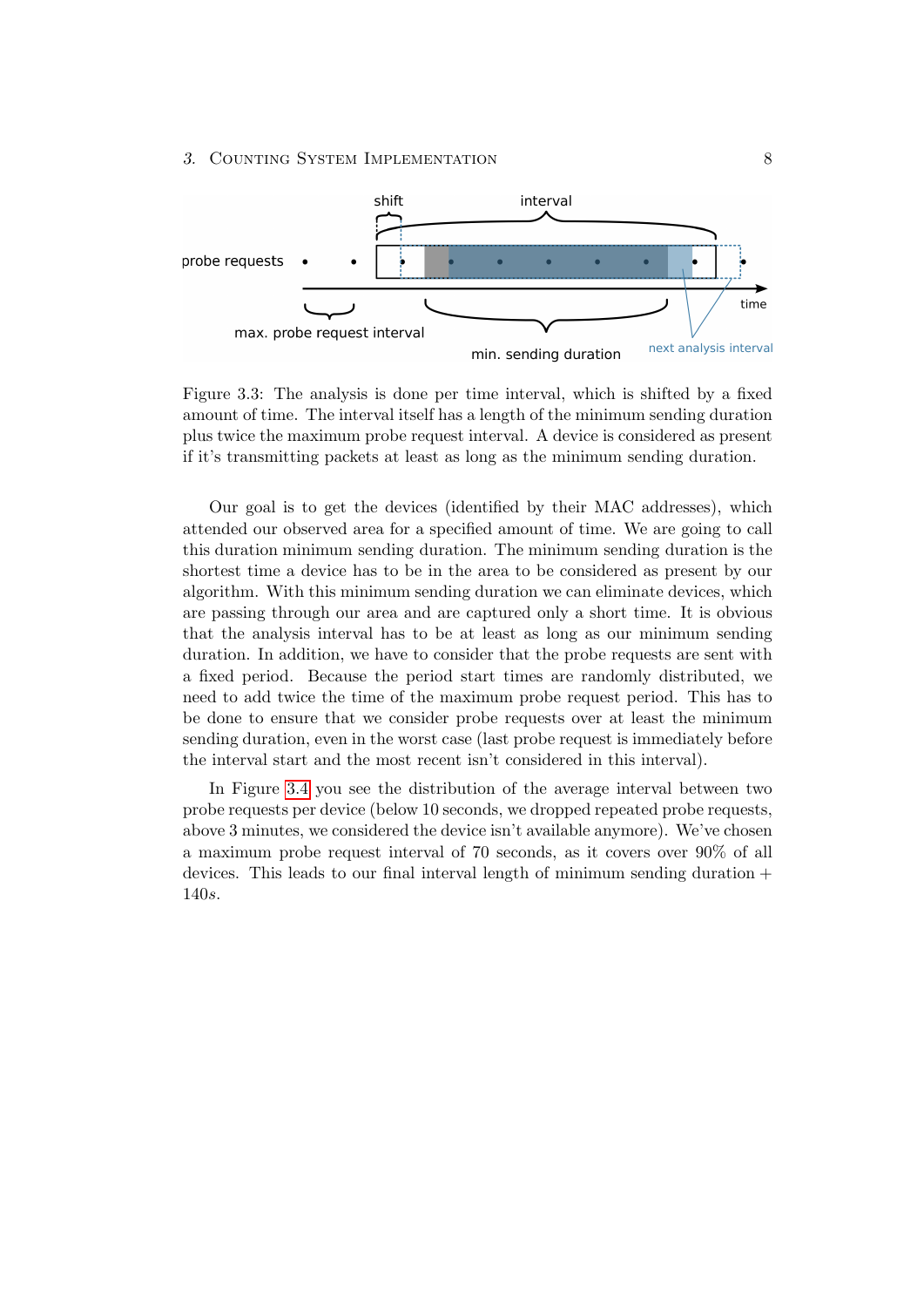Figure 3.3: The analysis is done per time interval, which is shifted by a fixed amount of time. The interval itself has a length of the minimum sending duration plus twice the maximum probe request interval. A device is considered as present if it's transmitting packets at least as long as the minimum sending duration.

Our goal is to get the devices (identified by their MAC addresses), which attended our observed area for a specified amount of time. We are going to call this duration minimum sending duration. The minimum sending duration is the shortest time a device has to be in the area to be considered as present by our algorithm. With this minimum sending duration we can eliminate devices, which are passing through our area and are captured only a short time. It is obvious that the analysis interval has to be at least as long as our minimum sending duration. In addition, we have to consider that the probe requests are sent with a fixed period. Because the period start times are randomly distributed, we need to add twice the time of the maximum probe request period. This has to be done to ensure that we consider probe requests over at least the minimum sending duration, even in the worst case (last probe request is immediately before the interval start and the most recent isn't considered in this interval).

In Figure 3.4 you see the distribution of the average interval between two probe requests per device (below 10 seconds, we dropped repeated probe requests, above 3 minutes, we considered the device isn't available anymore). We've chosen a maximum probe request interval of 70 seconds, as it covers over 90% of all devices. This leads to our final interval length of minimum sending duration + $140s$.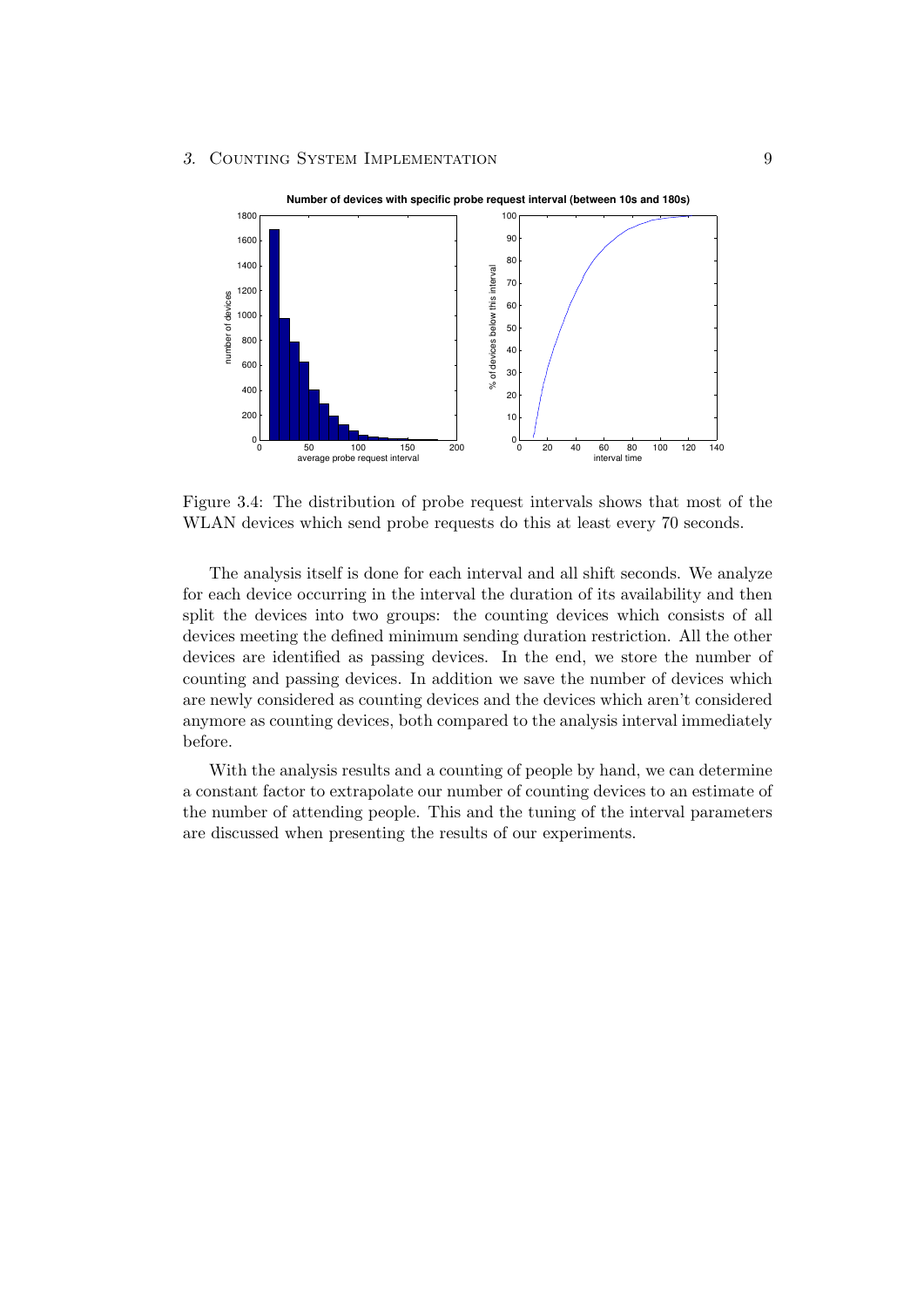Figure 3.4: The distribution of probe request intervals shows that most of the WLAN devices which send probe requests do this at least every 70 seconds.

The analysis itself is done for each interval and all shift seconds. We analyze for each device occurring in the interval the duration of its availability and then split the devices into two groups: the counting devices which consists of all devices meeting the defined minimum sending duration restriction. All the other devices are identified as passing devices. In the end, we store the number of counting and passing devices. In addition we save the number of devices which are newly considered as counting devices and the devices which aren't considered anymore as counting devices, both compared to the analysis interval immediately before.

With the analysis results and a counting of people by hand, we can determine a constant factor to extrapolate our number of counting devices to an estimate of the number of attending people. This and the tuning of the interval parameters are discussed when presenting the results of our experiments.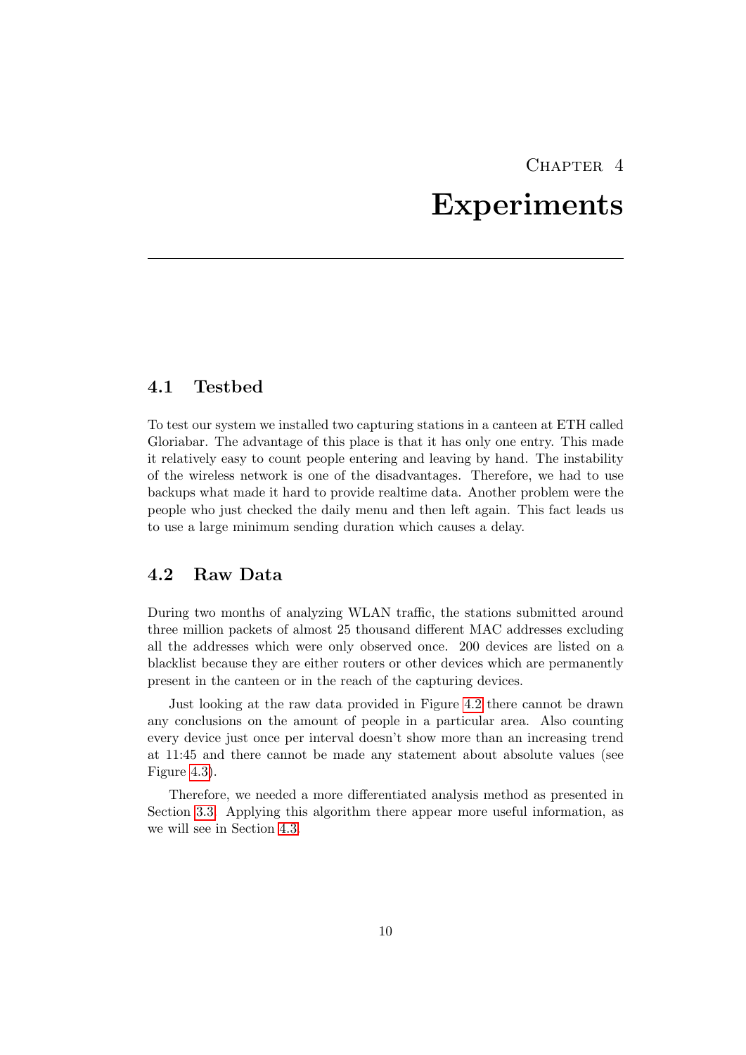# Chapter 4
# Experiments

## 4.1 Testbed

To test our system we installed two capturing stations in a canteen at ETH called Gloriabar. The advantage of this place is that it has only one entry. This made it relatively easy to count people entering and leaving by hand. The instability of the wireless network is one of the disadvantages. Therefore, we had to use backups what made it hard to provide realtime data. Another problem were the people who just checked the daily menu and then left again. This fact leads us to use a large minimum sending duration which causes a delay.

## 4.2 Raw Data

During two months of analyzing WLAN traffic, the stations submitted around three million packets of almost 25 thousand different MAC addresses excluding all the addresses which were only observed once. 200 devices are listed on a blacklist because they are either routers or other devices which are permanently present in the canteen or in the reach of the capturing devices.

Just looking at the raw data provided in Figure 4.2 there cannot be drawn any conclusions on the amount of people in a particular area. Also counting every device just once per interval doesn't show more than an increasing trend at 11:45 and there cannot be made any statement about absolute values (see Figure 4.3).

Therefore, we needed a more differentiated analysis method as presented in Section 3.3. Applying this algorithm there appear more useful information, as we will see in Section 4.3.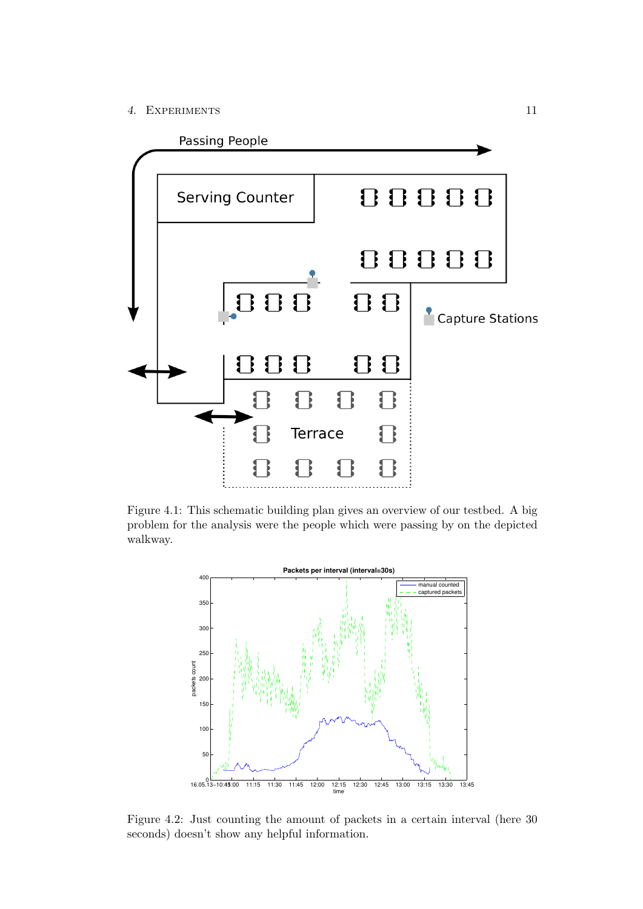Figure 4.1: This schematic building plan gives an overview of our testbed. A big problem for the analysis were the people which were passing by on the depicted walkway.

Figure 4.2: Just counting the amount of packets in a certain interval (here 30 seconds) doesn't show any helpful information.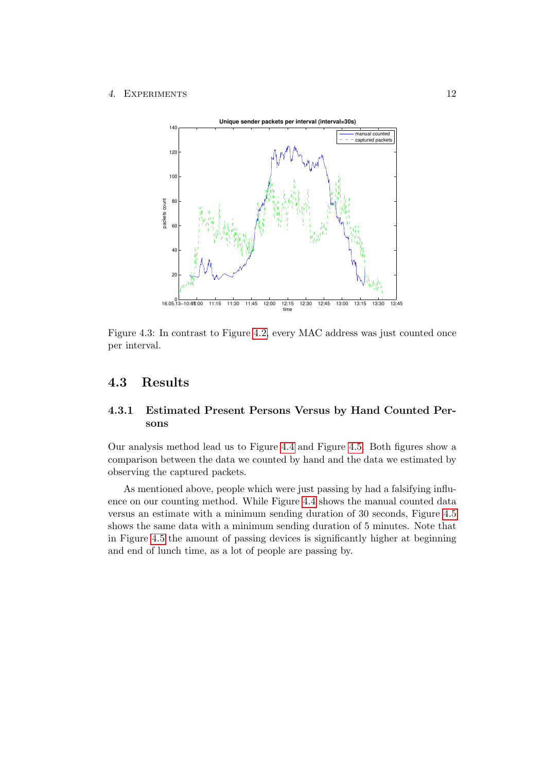Figure 4.3: In contrast to Figure 4.2, every MAC address was just counted once per interval.

## 4.3 Results

### 4.3.1 Estimated Present Persons Versus by Hand Counted Persons

Our analysis method lead us to Figure 4.4 and Figure 4.5. Both figures show a comparison between the data we counted by hand and the data we estimated by observing the captured packets.

As mentioned above, people which were just passing by had a falsifying influence on our counting method. While Figure 4.4 shows the manual counted data versus an estimate with a minimum sending duration of 30 seconds, Figure 4.5 shows the same data with a minimum sending duration of 5 minutes. Note that in Figure 4.5 the amount of passing devices is significantly higher at beginning and end of lunch time, as a lot of people are passing by.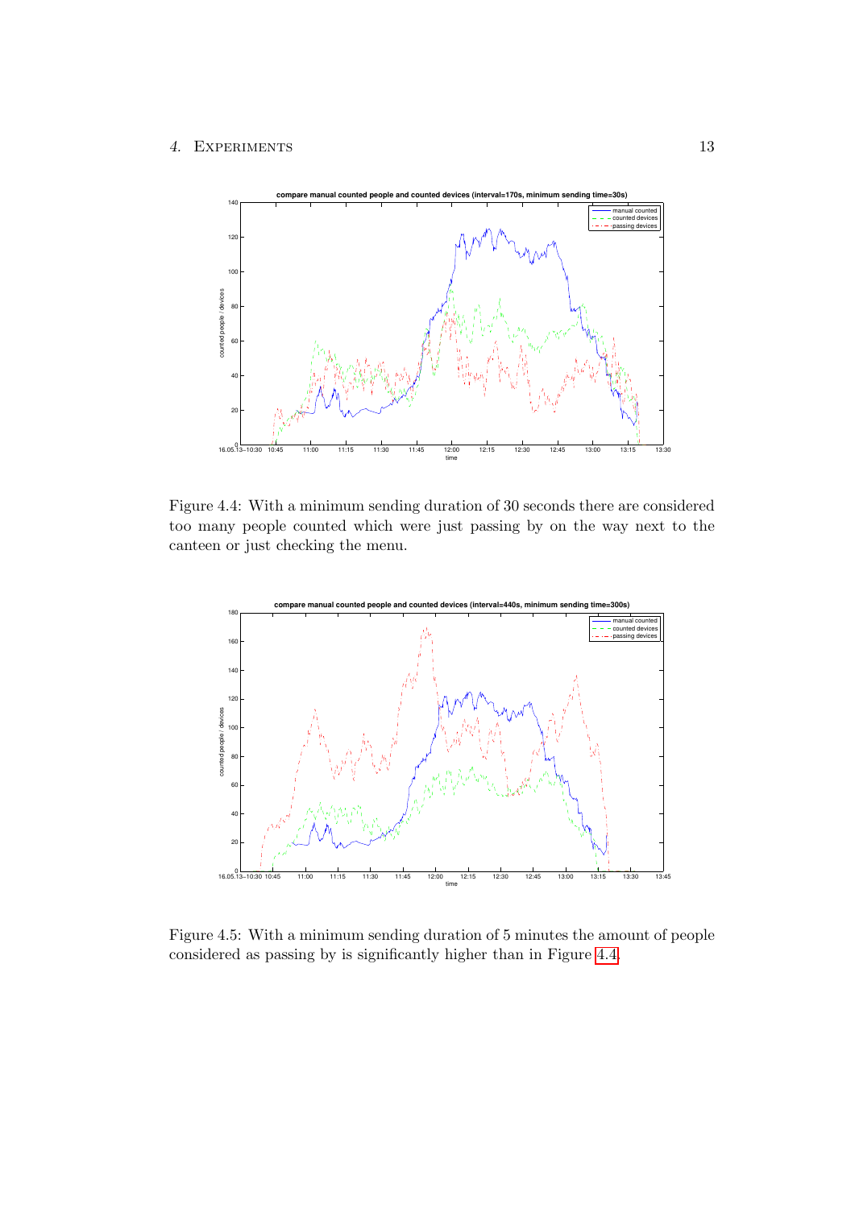Figure 4.4: With a minimum sending duration of 30 seconds there are considered too many people counted which were just passing by on the way next to the canteen or just checking the menu.

Figure 4.5: With a minimum sending duration of 5 minutes the amount of people considered as passing by is significantly higher than in Figure 4.4.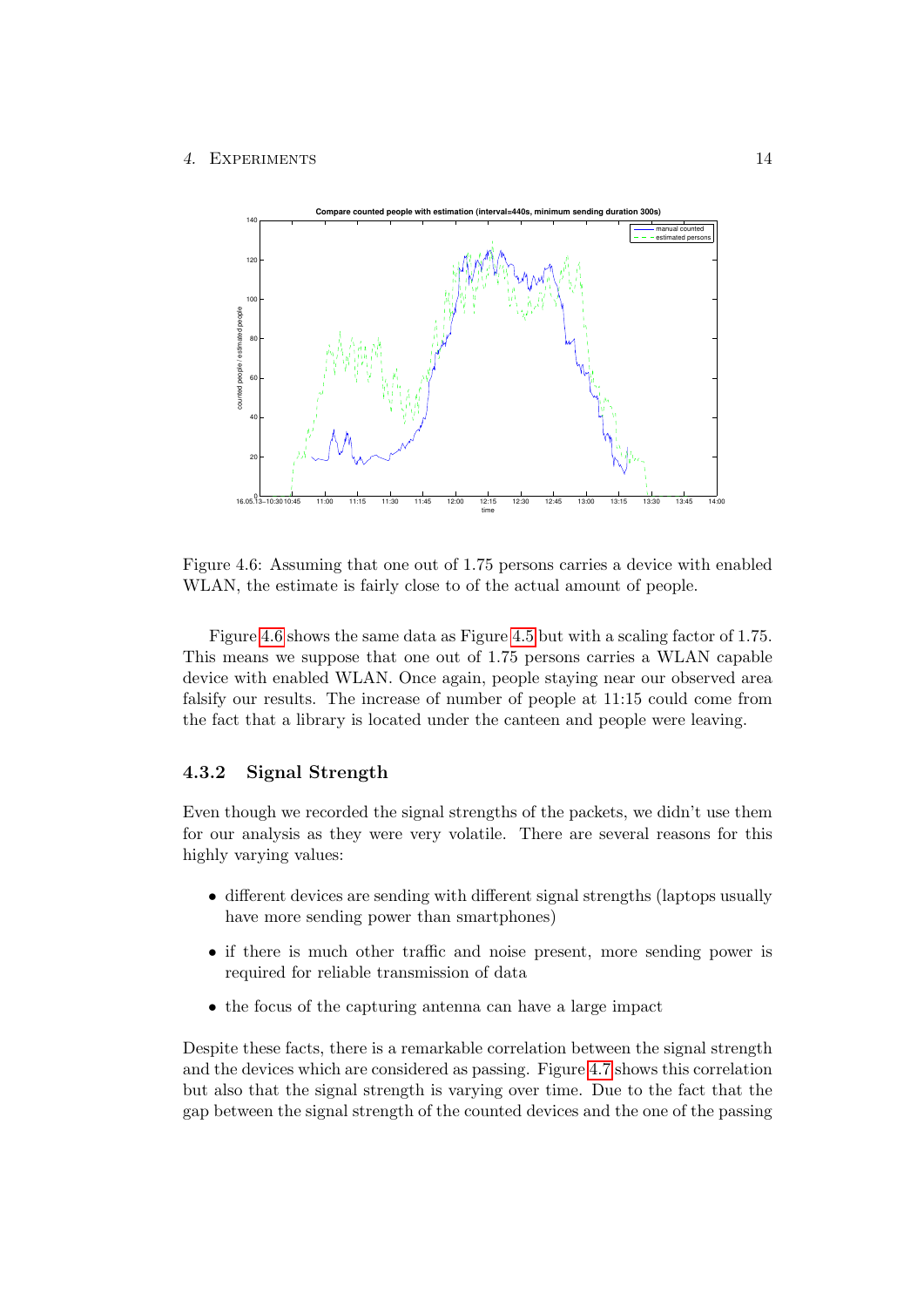Figure 4.6: Assuming that one out of 1.75 persons carries a device with enabled WLAN, the estimate is fairly close to of the actual amount of people.

Figure 4.6 shows the same data as Figure 4.5 but with a scaling factor of 1.75. This means we suppose that one out of 1.75 persons carries a WLAN capable device with enabled WLAN. Once again, people staying near our observed area falsify our results. The increase of number of people at 11:15 could come from the fact that a library is located under the canteen and people were leaving.

### 4.3.2 Signal Strength

Even though we recorded the signal strengths of the packets, we didn't use them for our analysis as they were very volatile. There are several reasons for this highly varying values:

- different devices are sending with different signal strengths (laptops usually have more sending power than smartphones)
- if there is much other traffic and noise present, more sending power is required for reliable transmission of data
- the focus of the capturing antenna can have a large impact

Despite these facts, there is a remarkable correlation between the signal strength and the devices which are considered as passing. Figure 4.7 shows this correlation but also that the signal strength is varying over time. Due to the fact that the gap between the signal strength of the counted devices and the one of the passing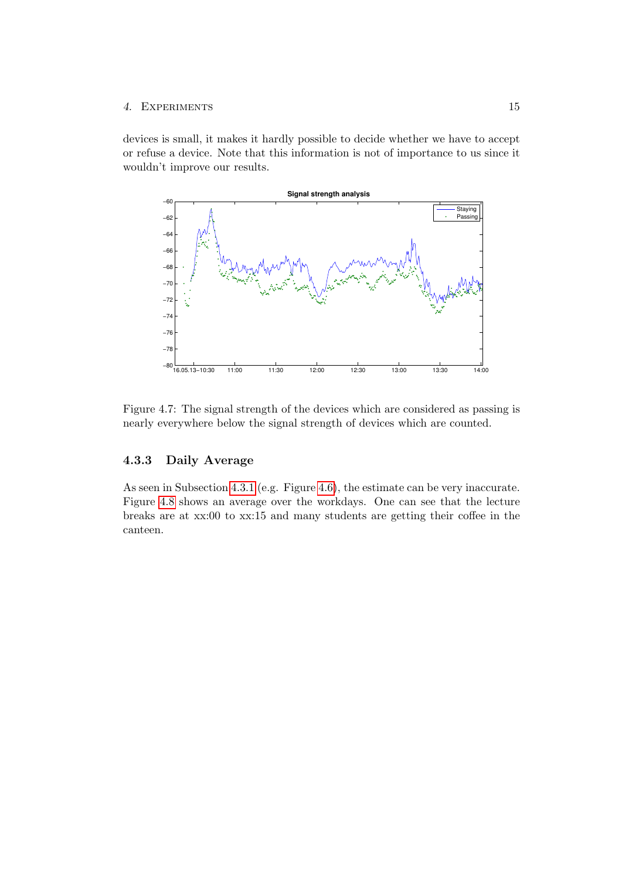devices is small, it makes it hardly possible to decide whether we have to accept or refuse a device. Note that this information is not of importance to us since it wouldn't improve our results.

Figure 4.7: The signal strength of the devices which are considered as passing is nearly everywhere below the signal strength of devices which are counted.

### 4.3.3 Daily Average

As seen in Subsection 4.3.1 (e.g. Figure 4.6), the estimate can be very inaccurate. Figure 4.8 shows an average over the workdays. One can see that the lecture breaks are at xx:00 to xx:15 and many students are getting their coffee in the canteen.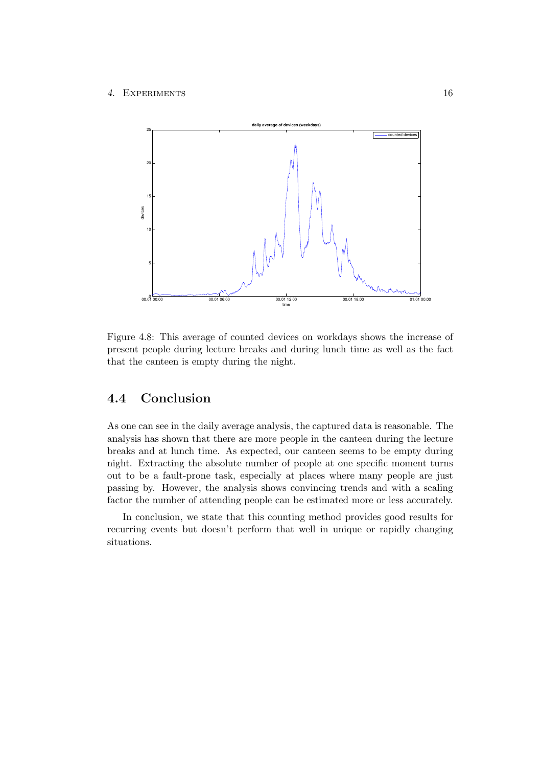daily average of devices (weekdays)

counted devices

devices

25

20

15

10

5

0

00.01 00:00

00.01 06:00

00.01 12:00

00.01 18:00

01.01 00:00

time

Figure 4.8: This average of counted devices on workdays shows the increase of present people during lecture breaks and during lunch time as well as the fact that the canteen is empty during the night.

## 4.4 Conclusion

As one can see in the daily average analysis, the captured data is reasonable. The analysis has shown that there are more people in the canteen during the lecture breaks and at lunch time. As expected, our canteen seems to be empty during night. Extracting the absolute number of people at one specific moment turns out to be a fault-prone task, especially at places where many people are just passing by. However, the analysis shows convincing trends and with a scaling factor the number of attending people can be estimated more or less accurately.

In conclusion, we state that this counting method provides good results for recurring events but doesn't perform that well in unique or rapidly changing situations.